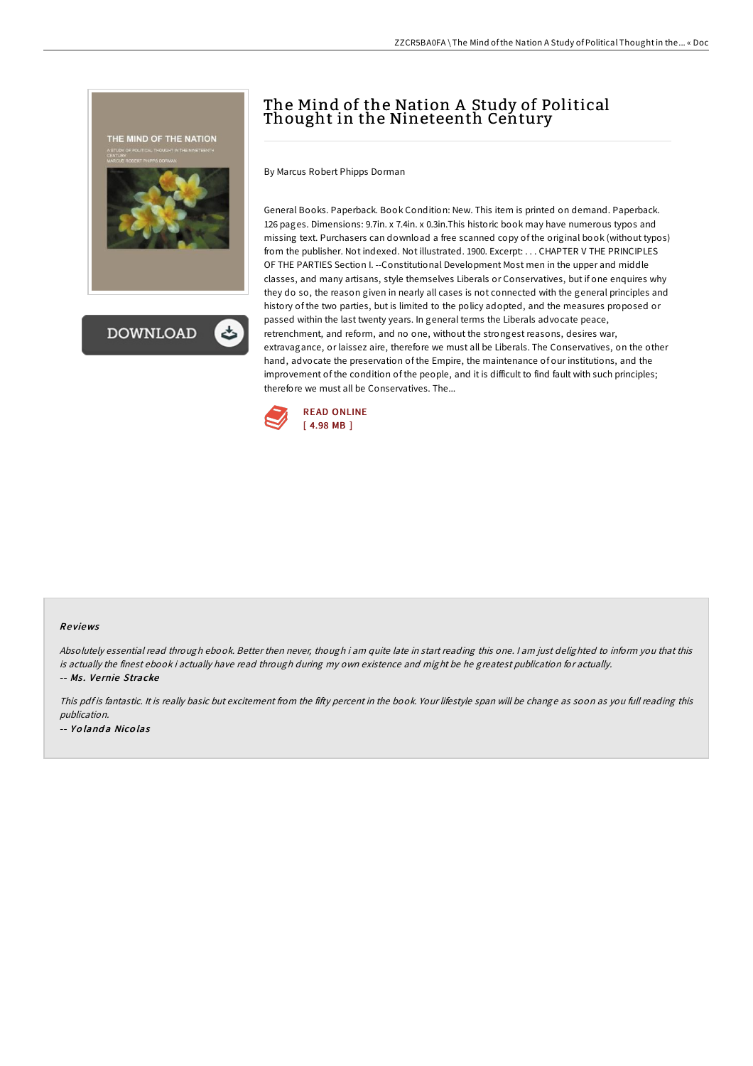# The Mind of the Nation A Study of Political Thought in the Nineteenth Century

By Marcus Robert Phipps Dorman

General Books. Paperback. Book Condition: New. This item is printed on demand. Paperback. 126 pages. Dimensions: 9.7in. x 7.4in. x 0.3in.This historic book may have numerous typos and missing text. Purchasers can download a free scanned copy of the original book (without typos) from the publisher. Not indexed. Not illustrated. 1900. Excerpt: . . . CHAPTER V THE PRINCIPLES OF THE PARTIES Section I. --Constitutional Development Most men in the upper and middle classes, and many artisans, style themselves Liberals or Conservatives, but if one enquires why they do so, the reason given in nearly all cases is not connected with the general principles and history of the two parties, but is limited to the policy adopted, and the measures proposed or passed within the last twenty years. In general terms the Liberals advocate peace, retrenchment, and reform, and no one, without the strongest reasons, desires war, extravagance, or laissez aire, therefore we must all be Liberals. The Conservatives, on the other hand, advocate the preservation of the Empire, the maintenance of our institutions, and the improvement of the condition of the people, and it is difficult to find fault with such principles; therefore we must all be Conservatives. The...

READ ONLINE
[ 4.98 MB ]

### Reviews

*Absolutely essential read through ebook. Better then never, though i am quite late in start reading this one. I am just delighted to inform you that this is actually the finest ebook i actually have read through during my own existence and might be he greatest publication for actually.*

-- *Ms. Vernie Stracke*

*This pdf is fantastic. It is really basic but excitement from the fifty percent in the book. Your lifestyle span will be change as soon as you full reading this publication.*

-- *Yolanda Nicolas*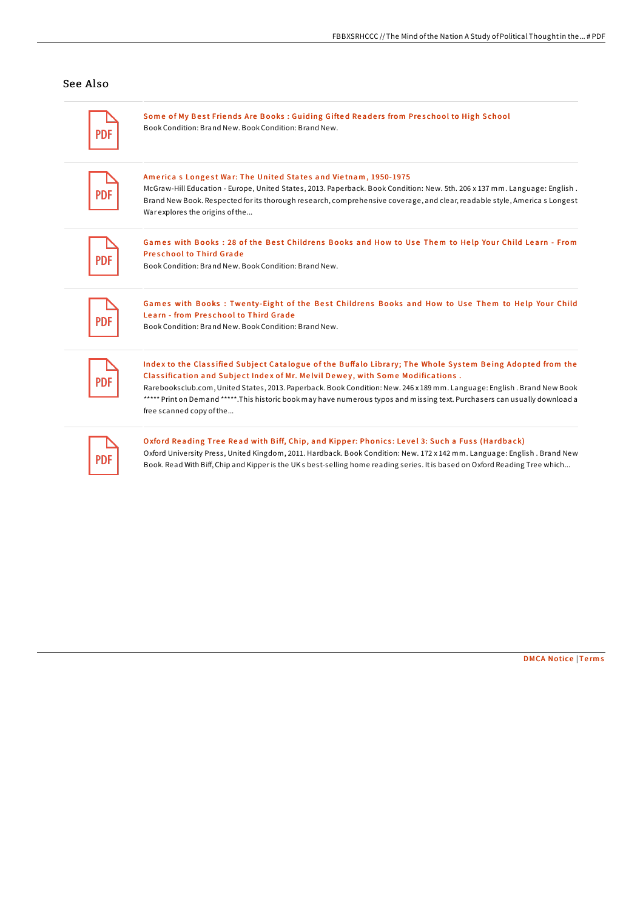## See Also

PDF

**Some of My Best Friends Are Books : Guiding Gifted Readers from Preschool to High School**

Book Condition: Brand New. Book Condition: Brand New.

PDF

**America s Longest War: The United States and Vietnam, 1950-1975**

McGraw-Hill Education - Europe, United States, 2013. Paperback. Book Condition: New. 5th. 206 x 137 mm. Language: English . Brand New Book. Respected for its thorough research, comprehensive coverage, and clear, readable style, America s Longest War explores the origins of the...

PDF

**Games with Books : 28 of the Best Childrens Books and How to Use Them to Help Your Child Learn - From Preschool to Third Grade**

Book Condition: Brand New. Book Condition: Brand New.

PDF

**Games with Books : Twenty-Eight of the Best Childrens Books and How to Use Them to Help Your Child Learn - from Preschool to Third Grade**

Book Condition: Brand New. Book Condition: Brand New.

PDF

**Index to the Classified Subject Catalogue of the Buffalo Library; The Whole System Being Adopted from the Classification and Subject Index of Mr. Melvil Dewey, with Some Modifications .**

Rarebooksclub.com, United States, 2013. Paperback. Book Condition: New. 246 x 189 mm. Language: English . Brand New Book ***** Print on Demand *****.This historic book may have numerous typos and missing text. Purchasers can usually download a free scanned copy of the...

PDF

**Oxford Reading Tree Read with Biff, Chip, and Kipper: Phonics: Level 3: Such a Fuss (Hardback)**

Oxford University Press, United Kingdom, 2011. Hardback. Book Condition: New. 172 x 142 mm. Language: English . Brand New Book. Read With Biff, Chip and Kipper is the UK s best-selling home reading series. It is based on Oxford Reading Tree which...

DMCA Notice | Terms